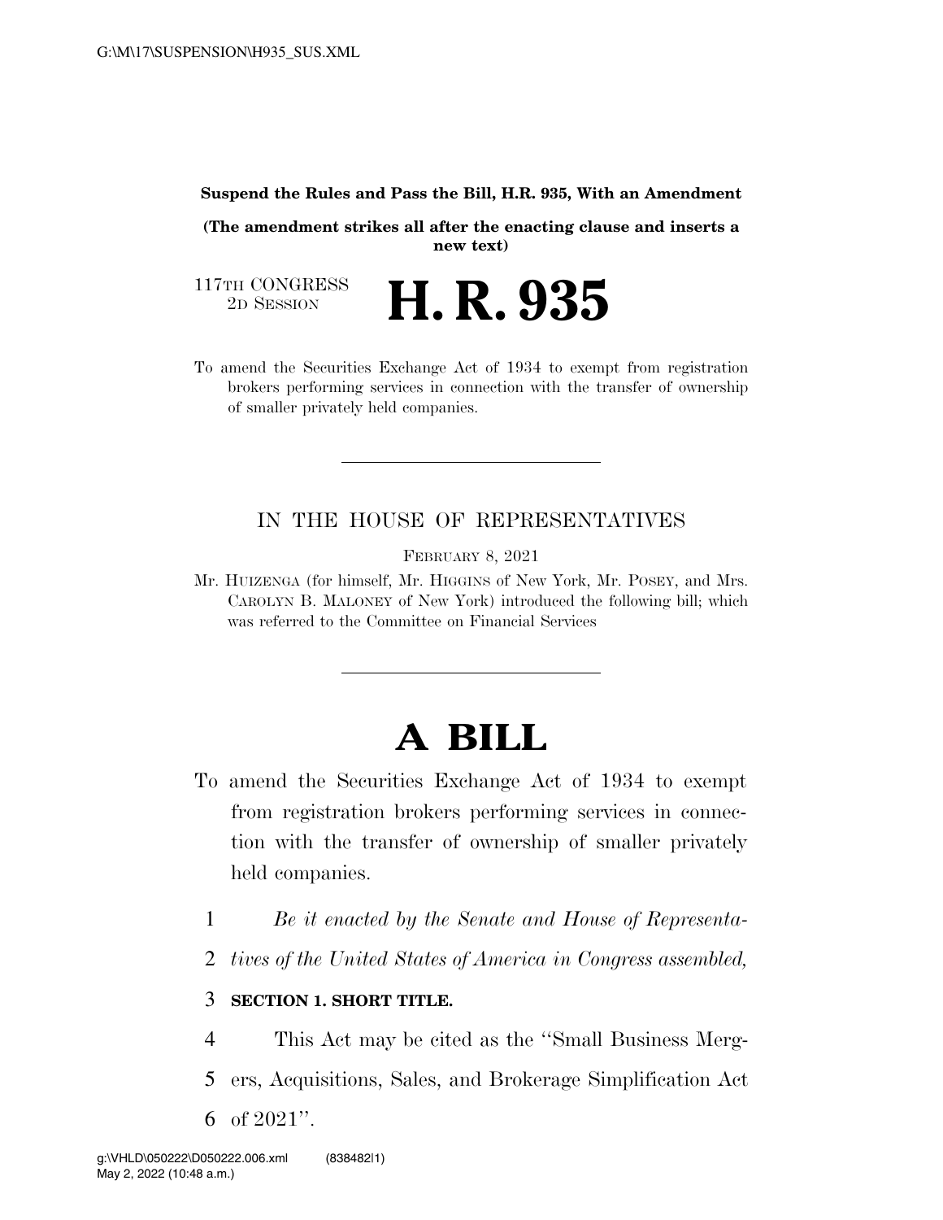**Suspend the Rules and Pass the Bill, H.R. 935, With an Amendment**

**(The amendment strikes all after the enacting clause and inserts a new text)**

117TH CONGRESS
2D SESSION

# H. R. 935

To amend the Securities Exchange Act of 1934 to exempt from registration brokers performing services in connection with the transfer of ownership of smaller privately held companies.

---

IN THE HOUSE OF REPRESENTATIVES

FEBRUARY 8, 2021

Mr. HUIZENGA (for himself, Mr. HIGGINS of New York, Mr. POSEY, and Mrs. CAROLYN B. MALONEY of New York) introduced the following bill; which was referred to the Committee on Financial Services

---

# A BILL

To amend the Securities Exchange Act of 1934 to exempt from registration brokers performing services in connection with the transfer of ownership of smaller privately held companies.

1 *Be it enacted by the Senate and House of Representa-*
2 *tives of the United States of America in Congress assembled,*

3 **SECTION 1. SHORT TITLE.**

4 This Act may be cited as the "Small Business Merg-
5 ers, Acquisitions, Sales, and Brokerage Simplification Act
6 of 2021".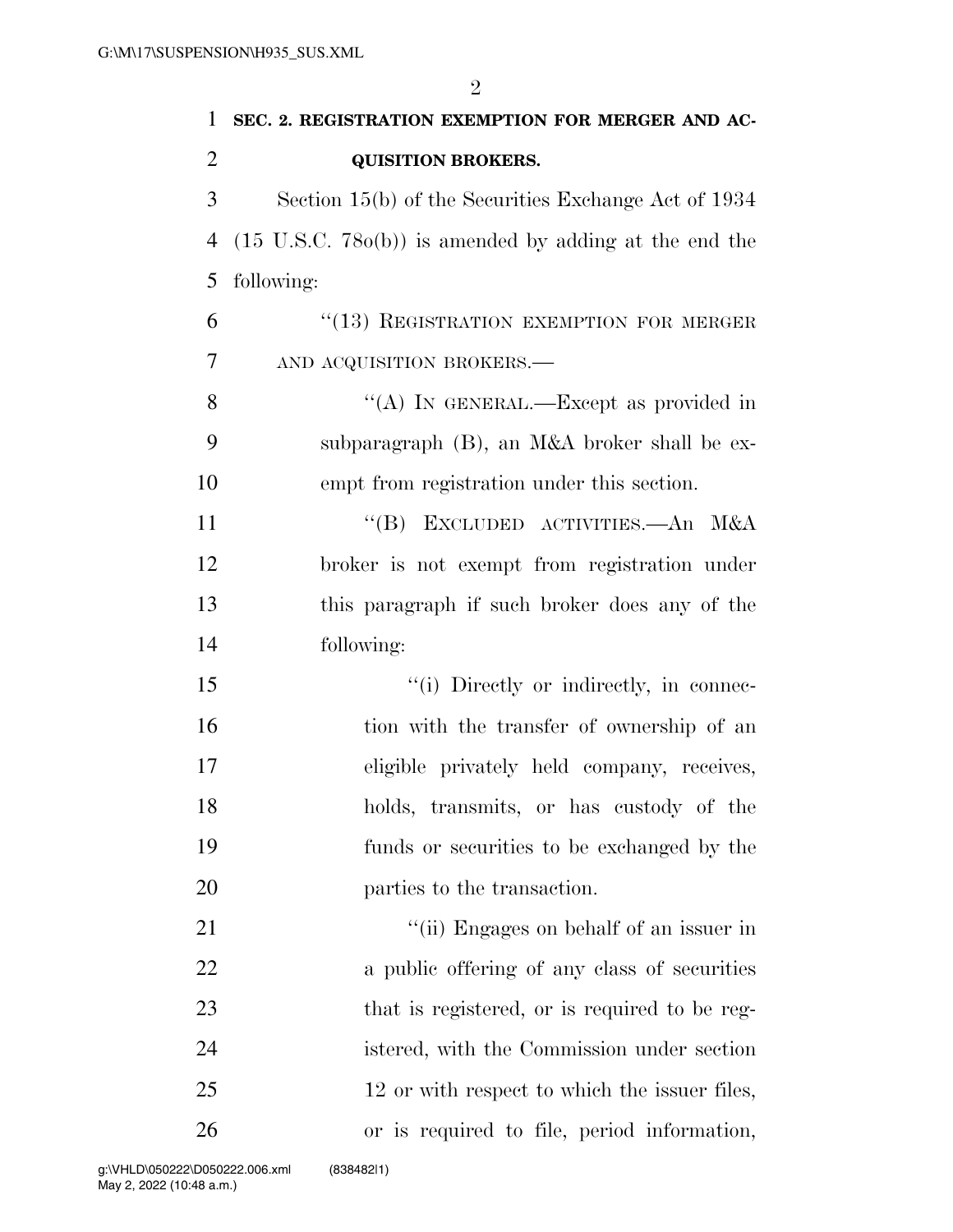**SEC. 2. REGISTRATION EXEMPTION FOR MERGER AND ACQUISITION BROKERS.**

Section 15(b) of the Securities Exchange Act of 1934 (15 U.S.C. 78o(b)) is amended by adding at the end the following:

"(13) REGISTRATION EXEMPTION FOR MERGER AND ACQUISITION BROKERS.—

"(A) IN GENERAL.—Except as provided in subparagraph (B), an M&A broker shall be exempt from registration under this section.

"(B) EXCLUDED ACTIVITIES.—An M&A broker is not exempt from registration under this paragraph if such broker does any of the following:

"(i) Directly or indirectly, in connection with the transfer of ownership of an eligible privately held company, receives, holds, transmits, or has custody of the funds or securities to be exchanged by the parties to the transaction.

"(ii) Engages on behalf of an issuer in a public offering of any class of securities that is registered, or is required to be registered, with the Commission under section 12 or with respect to which the issuer files, or is required to file, period information,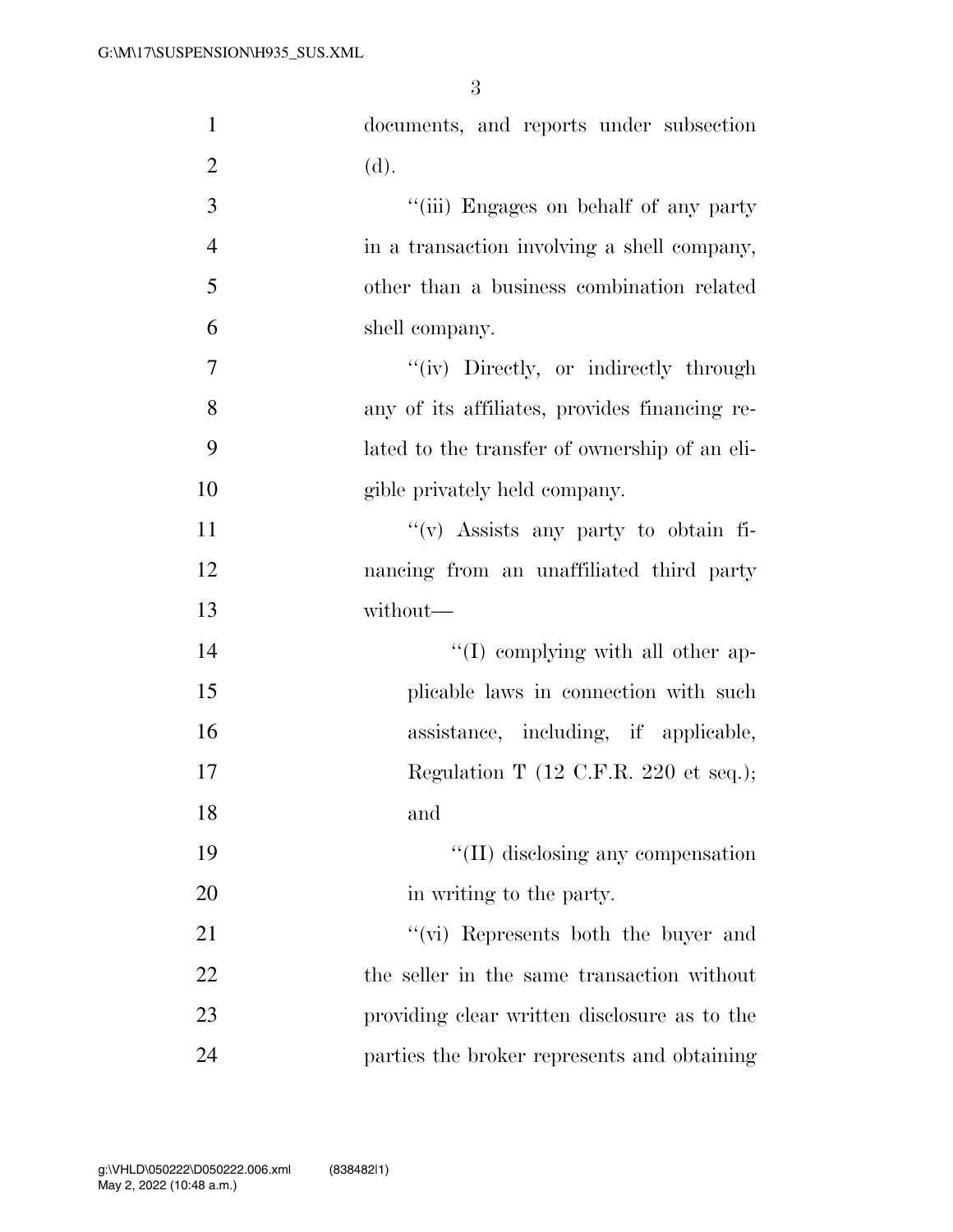documents, and reports under subsection (d).

''(iii) Engages on behalf of any party in a transaction involving a shell company, other than a business combination related shell company.

''(iv) Directly, or indirectly through any of its affiliates, provides financing related to the transfer of ownership of an eligible privately held company.

''(v) Assists any party to obtain financing from an unaffiliated third party without—

''(I) complying with all other applicable laws in connection with such assistance, including, if applicable, Regulation T (12 C.F.R. 220 et seq.); and

''(II) disclosing any compensation in writing to the party.

''(vi) Represents both the buyer and the seller in the same transaction without providing clear written disclosure as to the parties the broker represents and obtaining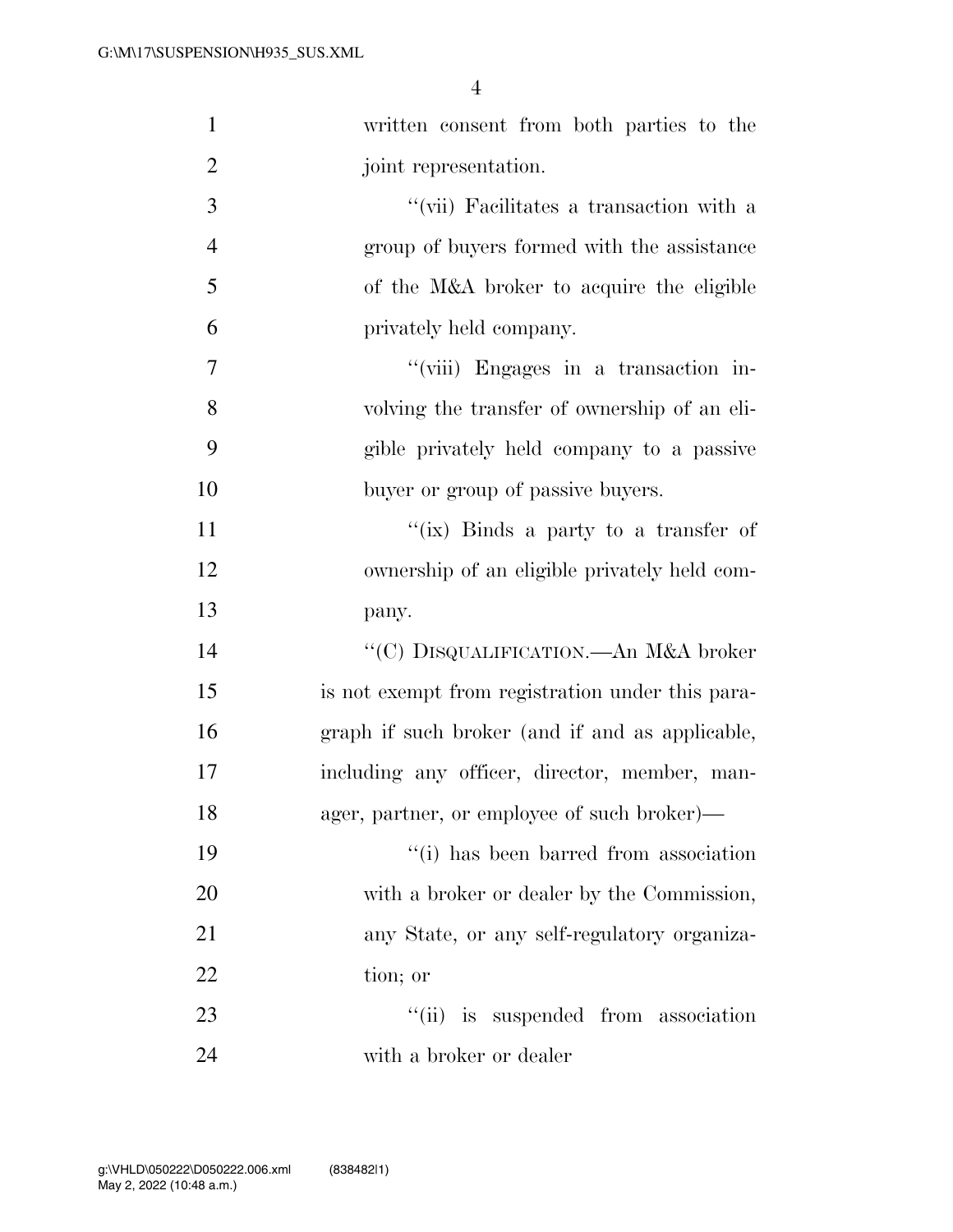written consent from both parties to the joint representation.

''(vii) Facilitates a transaction with a group of buyers formed with the assistance of the M&A broker to acquire the eligible privately held company.

''(viii) Engages in a transaction involving the transfer of ownership of an eligible privately held company to a passive buyer or group of passive buyers.

''(ix) Binds a party to a transfer of ownership of an eligible privately held company.

''(C) DISQUALIFICATION.—An M&A broker is not exempt from registration under this paragraph if such broker (and if and as applicable, including any officer, director, member, manager, partner, or employee of such broker)—

''(i) has been barred from association with a broker or dealer by the Commission, any State, or any self-regulatory organization; or

''(ii) is suspended from association with a broker or dealer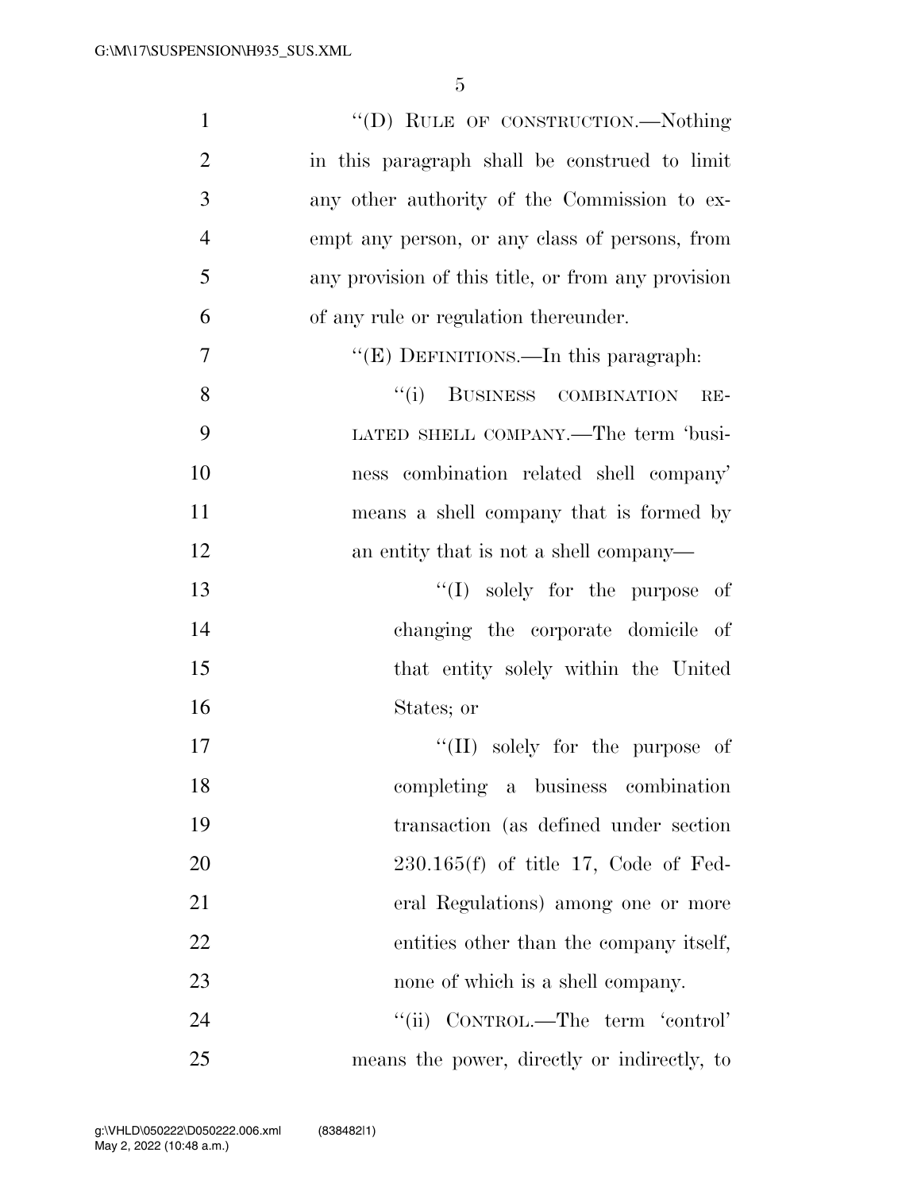''(D) RULE OF CONSTRUCTION.—Nothing in this paragraph shall be construed to limit any other authority of the Commission to exempt any person, or any class of persons, from any provision of this title, or from any provision of any rule or regulation thereunder.

''(E) DEFINITIONS.—In this paragraph:

''(i) BUSINESS COMBINATION RELATED SHELL COMPANY.—The term 'business combination related shell company' means a shell company that is formed by an entity that is not a shell company—

''(I) solely for the purpose of changing the corporate domicile of that entity solely within the United States; or

''(II) solely for the purpose of completing a business combination transaction (as defined under section 230.165(f) of title 17, Code of Federal Regulations) among one or more entities other than the company itself, none of which is a shell company.

''(ii) CONTROL.—The term 'control' means the power, directly or indirectly, to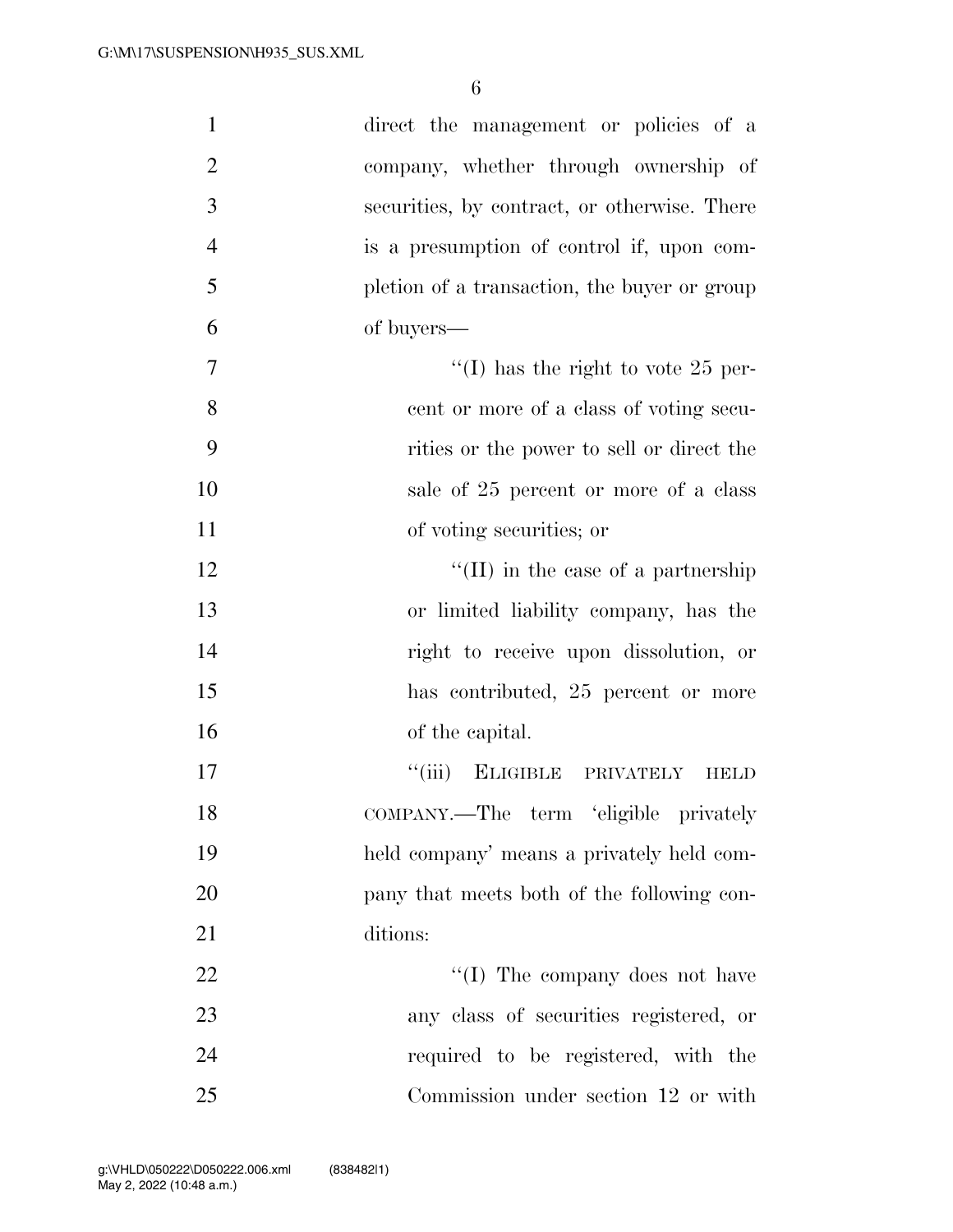direct the management or policies of a company, whether through ownership of securities, by contract, or otherwise. There is a presumption of control if, upon completion of a transaction, the buyer or group of buyers—

''(I) has the right to vote 25 percent or more of a class of voting securities or the power to sell or direct the sale of 25 percent or more of a class of voting securities; or

''(II) in the case of a partnership or limited liability company, has the right to receive upon dissolution, or has contributed, 25 percent or more of the capital.

''(iii) ELIGIBLE PRIVATELY HELD COMPANY.—The term 'eligible privately held company' means a privately held company that meets both of the following conditions:

''(I) The company does not have any class of securities registered, or required to be registered, with the Commission under section 12 or with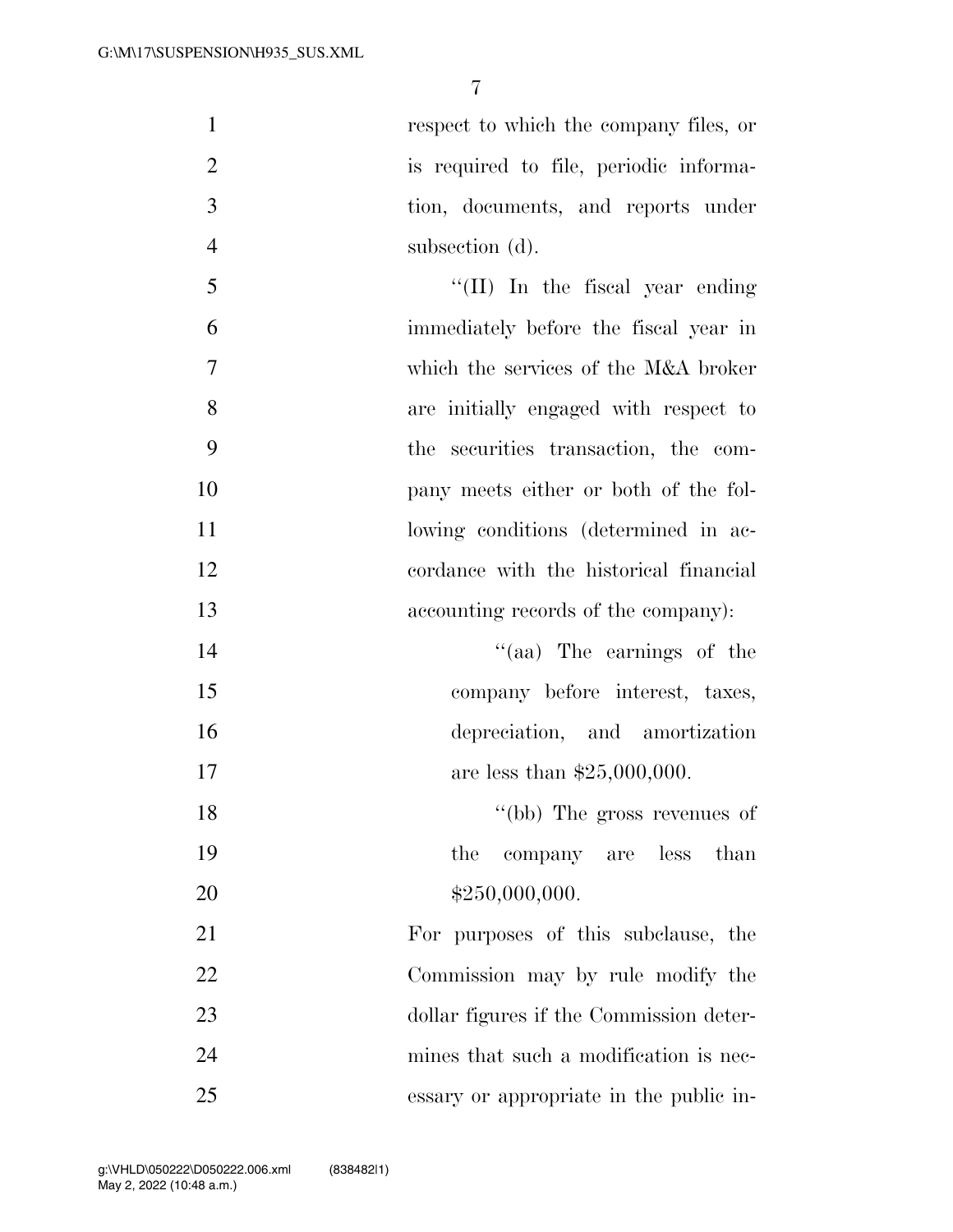respect to which the company files, or is required to file, periodic information, documents, and reports under subsection (d).

"(II) In the fiscal year ending immediately before the fiscal year in which the services of the M&A broker are initially engaged with respect to the securities transaction, the company meets either or both of the following conditions (determined in accordance with the historical financial accounting records of the company):

"(aa) The earnings of the company before interest, taxes, depreciation, and amortization are less than $25,000,000.

"(bb) The gross revenues of the company are less than $250,000,000.

For purposes of this subclause, the Commission may by rule modify the dollar figures if the Commission determines that such a modification is necessary or appropriate in the public in-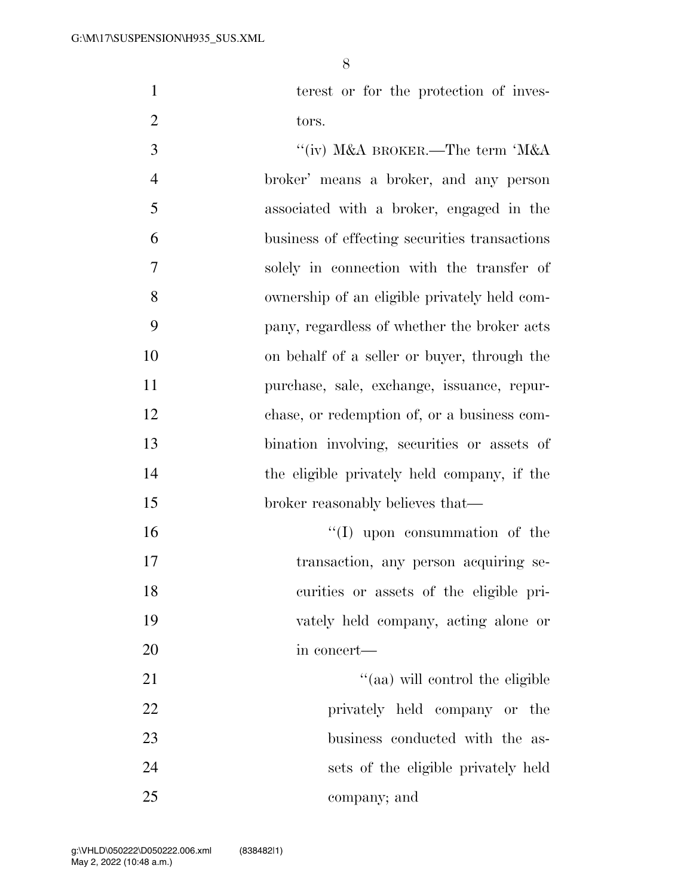terest or for the protection of investors.

"(iv) M&A BROKER.—The term 'M&A broker' means a broker, and any person associated with a broker, engaged in the business of effecting securities transactions solely in connection with the transfer of ownership of an eligible privately held company, regardless of whether the broker acts on behalf of a seller or buyer, through the purchase, sale, exchange, issuance, repurchase, or redemption of, or a business combination involving, securities or assets of the eligible privately held company, if the broker reasonably believes that—

"(I) upon consummation of the transaction, any person acquiring securities or assets of the eligible privately held company, acting alone or in concert—

"(aa) will control the eligible privately held company or the business conducted with the assets of the eligible privately held company; and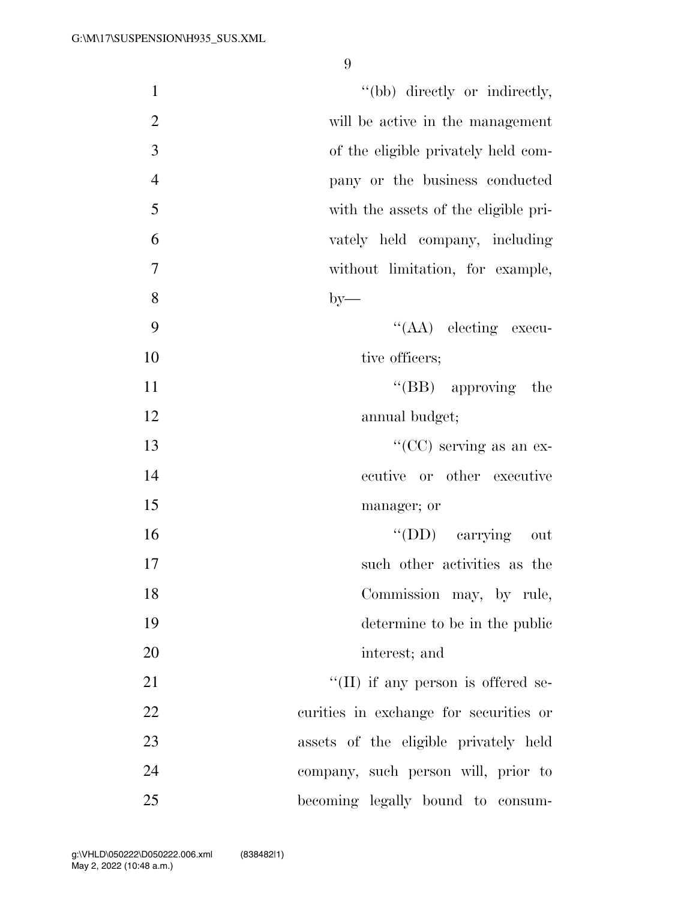''(bb) directly or indirectly, will be active in the management of the eligible privately held company or the business conducted with the assets of the eligible privately held company, including without limitation, for example, by—

''(AA) electing executive officers;

''(BB) approving the annual budget;

''(CC) serving as an executive or other executive manager; or

''(DD) carrying out such other activities as the Commission may, by rule, determine to be in the public interest; and

''(II) if any person is offered securities in exchange for securities or assets of the eligible privately held company, such person will, prior to becoming legally bound to consum-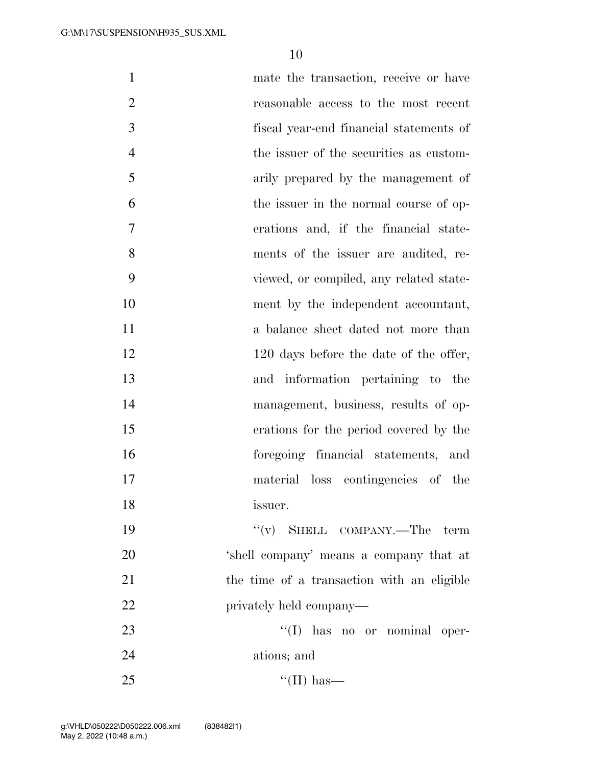mate the transaction, receive or have reasonable access to the most recent fiscal year-end financial statements of the issuer of the securities as customarily prepared by the management of the issuer in the normal course of operations and, if the financial statements of the issuer are audited, reviewed, or compiled, any related statement by the independent accountant, a balance sheet dated not more than 120 days before the date of the offer, and information pertaining to the management, business, results of operations for the period covered by the foregoing financial statements, and material loss contingencies of the issuer.

''(v) SHELL COMPANY.—The term 'shell company' means a company that at the time of a transaction with an eligible privately held company—

''(I) has no or nominal operations; and

''(II) has—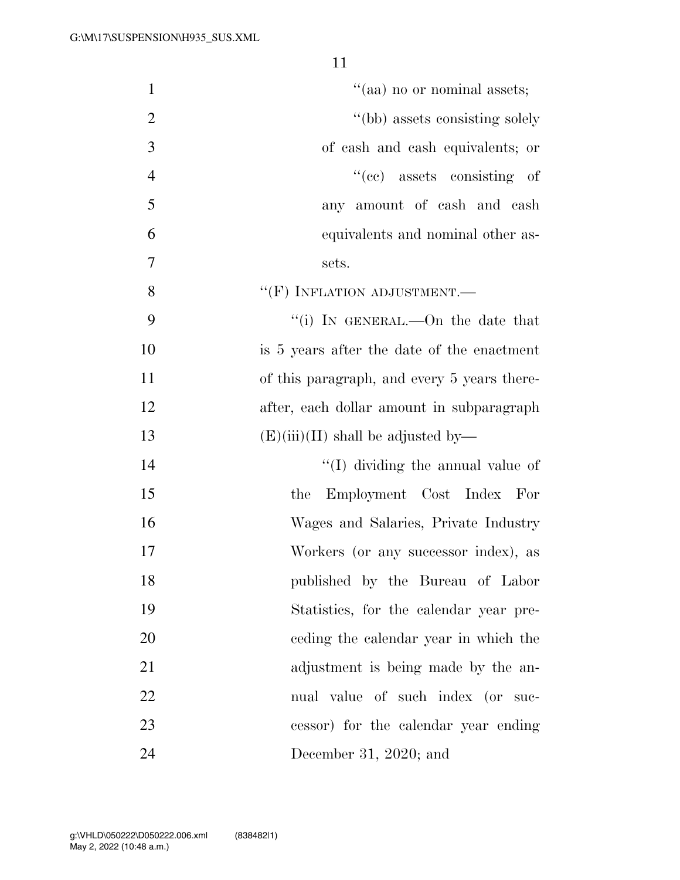"(aa) no or nominal assets;

"(bb) assets consisting solely of cash and cash equivalents; or

"(cc) assets consisting of any amount of cash and cash equivalents and nominal other assets.

"(F) INFLATION ADJUSTMENT.—

"(i) IN GENERAL.—On the date that is 5 years after the date of the enactment of this paragraph, and every 5 years thereafter, each dollar amount in subparagraph (E)(iii)(II) shall be adjusted by—

"(I) dividing the annual value of the Employment Cost Index For Wages and Salaries, Private Industry Workers (or any successor index), as published by the Bureau of Labor Statistics, for the calendar year preceding the calendar year in which the adjustment is being made by the annual value of such index (or successor) for the calendar year ending December 31, 2020; and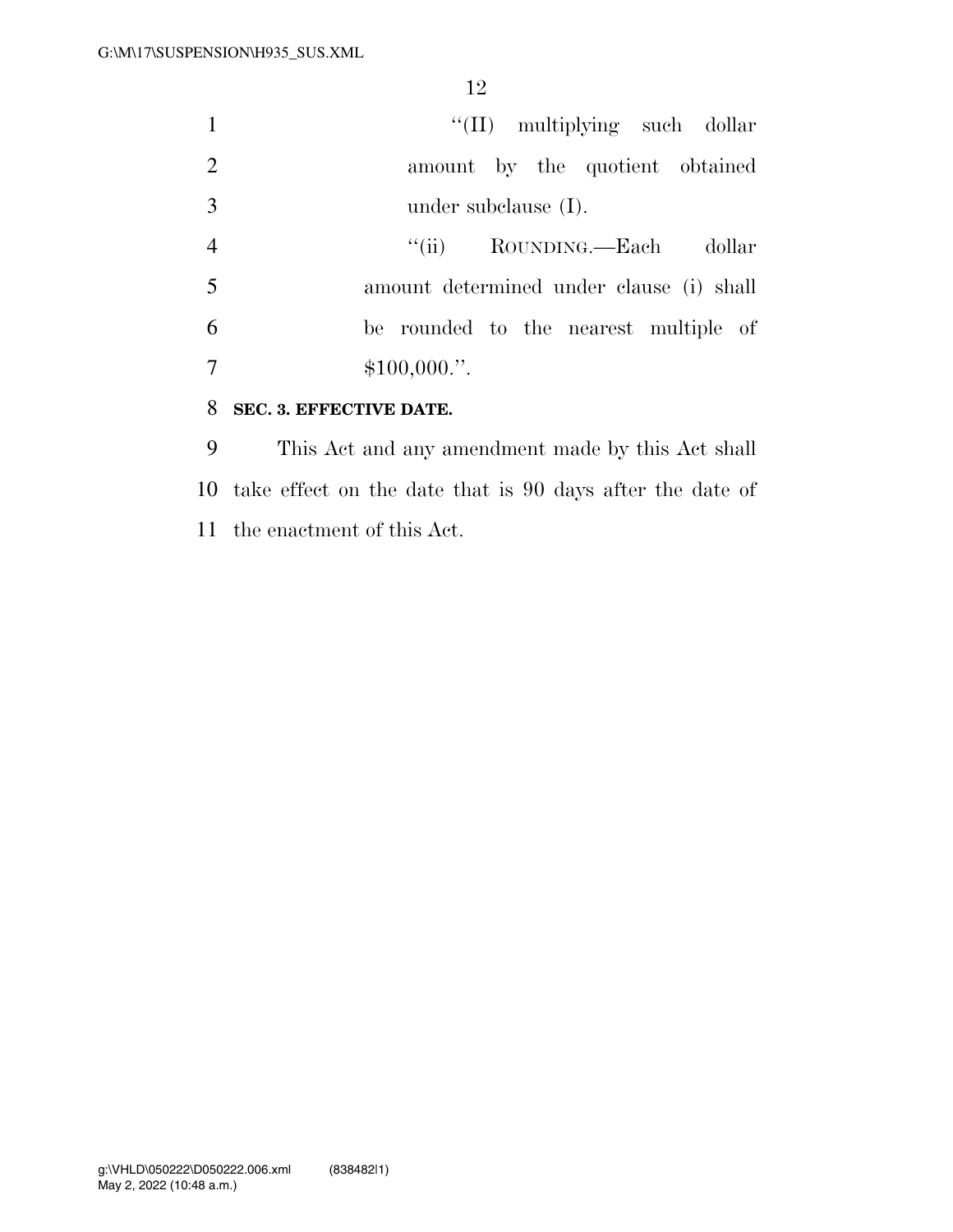''(II) multiplying such dollar amount by the quotient obtained under subclause (I).

''(ii) ROUNDING.—Each dollar amount determined under clause (i) shall be rounded to the nearest multiple of $100,000.''.

**SEC. 3. EFFECTIVE DATE.**

This Act and any amendment made by this Act shall take effect on the date that is 90 days after the date of the enactment of this Act.